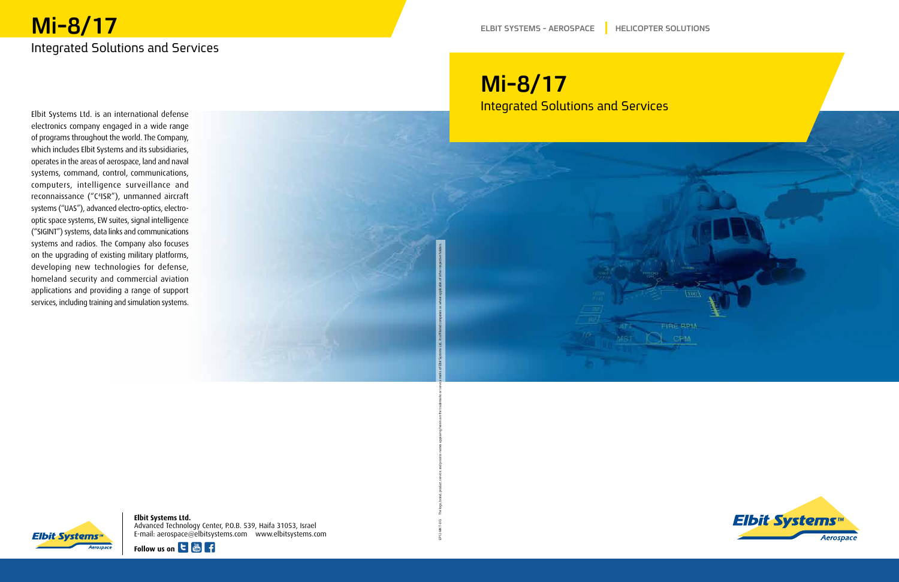# Mi-8/17

## Integrated Solutions and Services

Elbit Systems Ltd. is an international defense electronics company engaged in a wide range of programs throughout the world. The Company, which includes Elbit Systems and its subsidiaries, operates in the areas of aerospace, land and naval systems, command, control, communications, computers, intelligence surveillance and reconnaissance ("C4ISR"), unmanned aircraft systems ("UAS"), advanced electro-optics, electro-optic space systems, EW suites, signal intelligence ("SIGINT") systems, data links and communications systems and radios. The Company also focuses on the upgrading of existing military platforms, developing new technologies for defense, homeland security and commercial aviation applications and providing a range of support services, including training and simulation systems.

**Elbit Systems Ltd.**
Advanced Technology Center, P.O.B. 539, Haifa 31053, Israel
E-mail: aerospace@elbitsystems.com www.elbitsystems.com

**Follow us on**

ELBIT SYSTEMS - AEROSPACE | HELICOPTER SOLUTIONS

# Mi-8/17

## Integrated Solutions and Services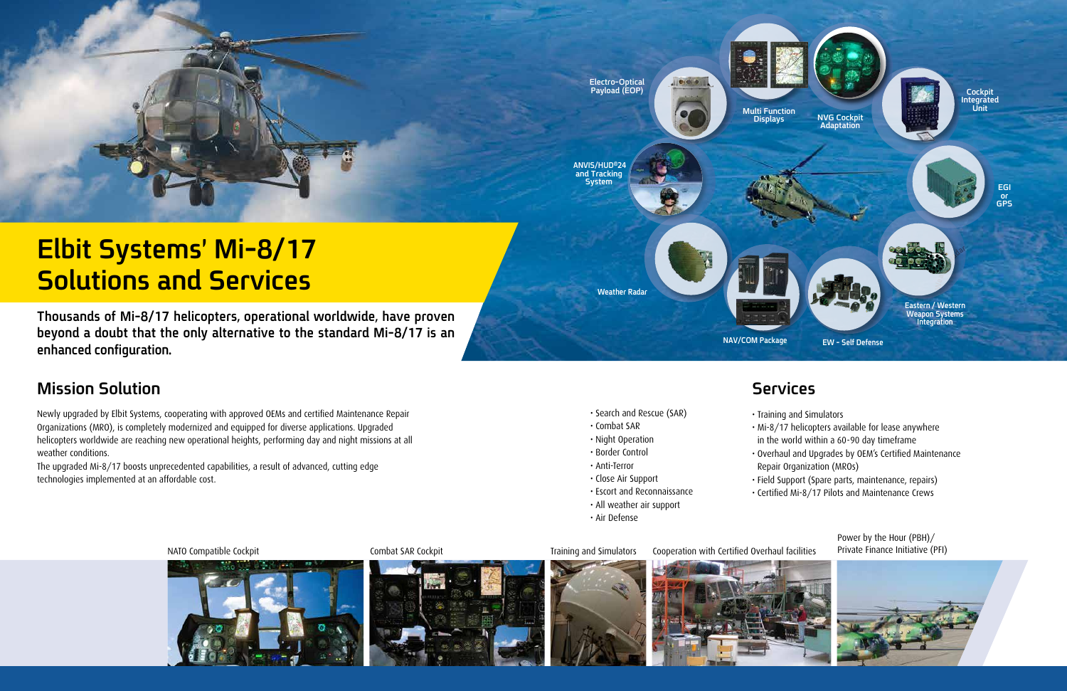# Elbit Systems' Mi-8/17 Solutions and Services

**Thousands of Mi-8/17 helicopters, operational worldwide, have proven beyond a doubt that the only alternative to the standard Mi-8/17 is an enhanced configuration.**

Electro-Optical Payload (EOP)

Multi Function Displays

NVG Cockpit Adaptation

Cockpit Integrated Unit

ANVIS/HUD®24 and Tracking System

EGI or GPS

Weather Radar

NAV/COM Package

EW - Self Defense

Eastern / Western Weapon Systems Integration

## Mission Solution

Newly upgraded by Elbit Systems, cooperating with approved OEMs and certified Maintenance Repair Organizations (MRO), is completely modernized and equipped for diverse applications. Upgraded helicopters worldwide are reaching new operational heights, performing day and night missions at all weather conditions.

The upgraded Mi-8/17 boosts unprecedented capabilities, a result of advanced, cutting edge technologies implemented at an affordable cost.

- Search and Rescue (SAR)
- Combat SAR
- Night Operation
- Border Control
- Anti-Terror
- Close Air Support
- Escort and Reconnaissance
- All weather air support
- Air Defense

## Services

- Training and Simulators
- Mi-8/17 helicopters available for lease anywhere in the world within a 60-90 day timeframe
- Overhaul and Upgrades by OEM's Certified Maintenance Repair Organization (MROs)
- Field Support (Spare parts, maintenance, repairs)
- Certified Mi-8/17 Pilots and Maintenance Crews

NATO Compatible Cockpit

Combat SAR Cockpit

Training and Simulators

Cooperation with Certified Overhaul facilities

Power by the Hour (PBH)/ Private Finance Initiative (PFI)